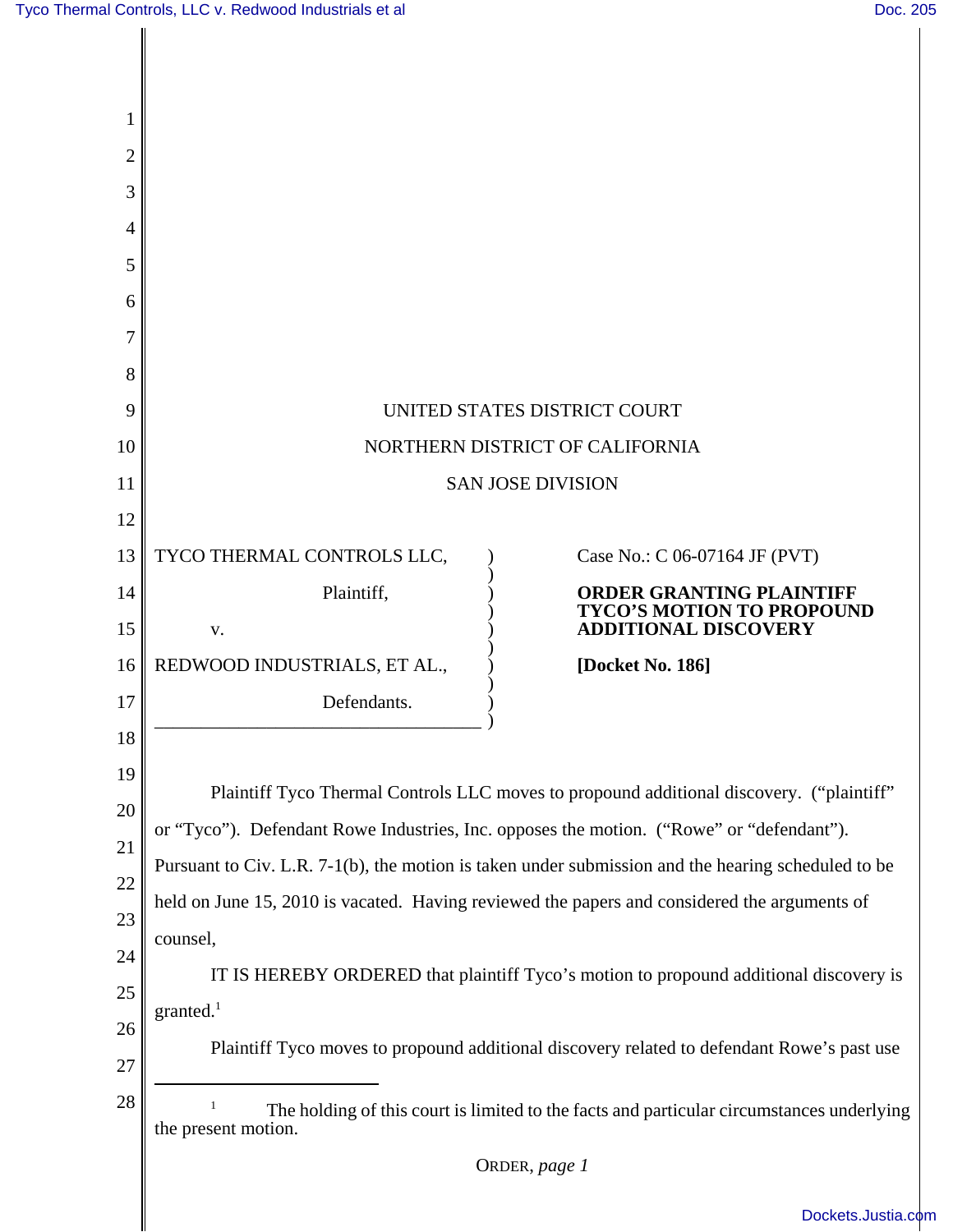UNITED STATES DISTRICT COURT

NORTHERN DISTRICT OF CALIFORNIA

SAN JOSE DIVISION

| | |
|---|---|
| TYCO THERMAL CONTROLS LLC,<br><br>Plaintiff,<br><br>v.<br><br>REDWOOD INDUSTRIALS, ET AL.,<br><br>Defendants. | Case No.: C 06-07164 JF (PVT)<br><br>**ORDER GRANTING PLAINTIFF TYCO'S MOTION TO PROPOUND ADDITIONAL DISCOVERY**<br><br>**[Docket No. 186]** |

Plaintiff Tyco Thermal Controls LLC moves to propound additional discovery. ("plaintiff" or "Tyco"). Defendant Rowe Industries, Inc. opposes the motion. ("Rowe" or "defendant"). Pursuant to Civ. L.R. 7-1(b), the motion is taken under submission and the hearing scheduled to be held on June 15, 2010 is vacated. Having reviewed the papers and considered the arguments of counsel,

IT IS HEREBY ORDERED that plaintiff Tyco's motion to propound additional discovery is granted.[1]

Plaintiff Tyco moves to propound additional discovery related to defendant Rowe's past use

---

[1] The holding of this court is limited to the facts and particular circumstances underlying the present motion.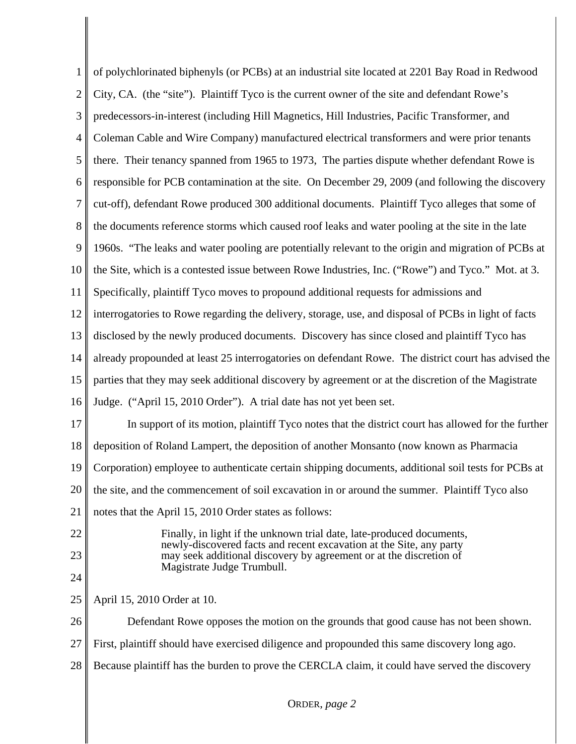of polychlorinated biphenyls (or PCBs) at an industrial site located at 2201 Bay Road in Redwood City, CA. (the "site"). Plaintiff Tyco is the current owner of the site and defendant Rowe's predecessors-in-interest (including Hill Magnetics, Hill Industries, Pacific Transformer, and Coleman Cable and Wire Company) manufactured electrical transformers and were prior tenants there. Their tenancy spanned from 1965 to 1973, The parties dispute whether defendant Rowe is responsible for PCB contamination at the site. On December 29, 2009 (and following the discovery cut-off), defendant Rowe produced 300 additional documents. Plaintiff Tyco alleges that some of the documents reference storms which caused roof leaks and water pooling at the site in the late 1960s. "The leaks and water pooling are potentially relevant to the origin and migration of PCBs at the Site, which is a contested issue between Rowe Industries, Inc. ("Rowe") and Tyco." Mot. at 3. Specifically, plaintiff Tyco moves to propound additional requests for admissions and interrogatories to Rowe regarding the delivery, storage, use, and disposal of PCBs in light of facts disclosed by the newly produced documents. Discovery has since closed and plaintiff Tyco has already propounded at least 25 interrogatories on defendant Rowe. The district court has advised the parties that they may seek additional discovery by agreement or at the discretion of the Magistrate Judge. ("April 15, 2010 Order"). A trial date has not yet been set.

In support of its motion, plaintiff Tyco notes that the district court has allowed for the further deposition of Roland Lampert, the deposition of another Monsanto (now known as Pharmacia Corporation) employee to authenticate certain shipping documents, additional soil tests for PCBs at the site, and the commencement of soil excavation in or around the summer. Plaintiff Tyco also notes that the April 15, 2010 Order states as follows:

> Finally, in light if the unknown trial date, late-produced documents, newly-discovered facts and recent excavation at the Site, any party may seek additional discovery by agreement or at the discretion of Magistrate Judge Trumbull.

April 15, 2010 Order at 10.

Defendant Rowe opposes the motion on the grounds that good cause has not been shown. First, plaintiff should have exercised diligence and propounded this same discovery long ago. Because plaintiff has the burden to prove the CERCLA claim, it could have served the discovery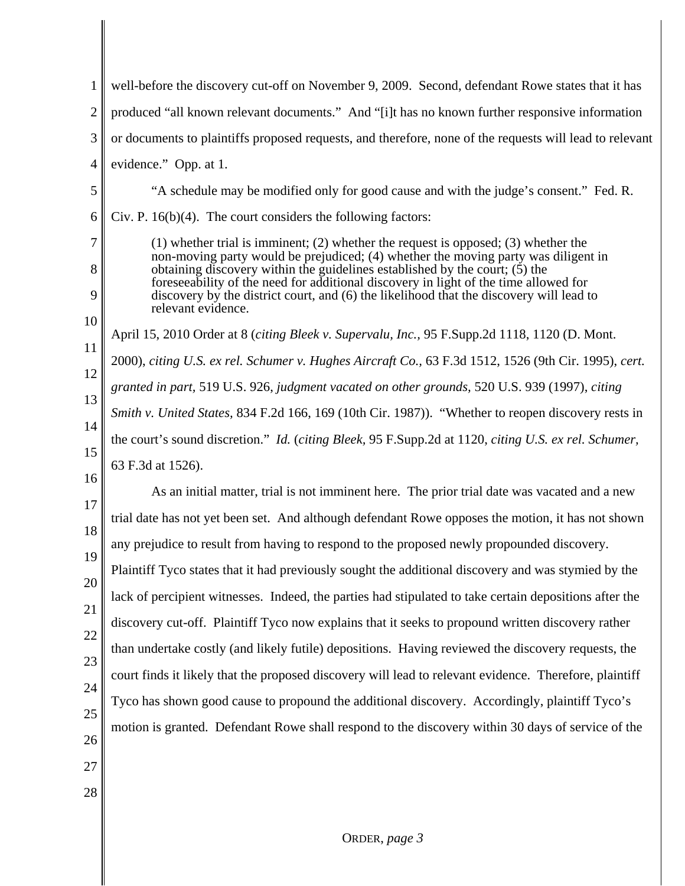well-before the discovery cut-off on November 9, 2009. Second, defendant Rowe states that it has produced "all known relevant documents." And "[i]t has no known further responsive information or documents to plaintiffs proposed requests, and therefore, none of the requests will lead to relevant evidence." Opp. at 1.

"A schedule may be modified only for good cause and with the judge's consent." Fed. R. Civ. P. 16(b)(4). The court considers the following factors:

> (1) whether trial is imminent; (2) whether the request is opposed; (3) whether the non-moving party would be prejudiced; (4) whether the moving party was diligent in obtaining discovery within the guidelines established by the court; (5) the foreseeability of the need for additional discovery in light of the time allowed for discovery by the district court, and (6) the likelihood that the discovery will lead to relevant evidence.

April 15, 2010 Order at 8 (*citing Bleek v. Supervalu, Inc.,* 95 F.Supp.2d 1118, 1120 (D. Mont. 2000), *citing U.S. ex rel. Schumer v. Hughes Aircraft Co.,* 63 F.3d 1512, 1526 (9th Cir. 1995), *cert. granted in part,* 519 U.S. 926, *judgment vacated on other grounds,* 520 U.S. 939 (1997), *citing Smith v. United States,* 834 F.2d 166, 169 (10th Cir. 1987)). "Whether to reopen discovery rests in the court's sound discretion." *Id.* (*citing Bleek,* 95 F.Supp.2d at 1120, *citing U.S. ex rel. Schumer,* 63 F.3d at 1526).

As an initial matter, trial is not imminent here. The prior trial date was vacated and a new trial date has not yet been set. And although defendant Rowe opposes the motion, it has not shown any prejudice to result from having to respond to the proposed newly propounded discovery. Plaintiff Tyco states that it had previously sought the additional discovery and was stymied by the lack of percipient witnesses. Indeed, the parties had stipulated to take certain depositions after the discovery cut-off. Plaintiff Tyco now explains that it seeks to propound written discovery rather than undertake costly (and likely futile) depositions. Having reviewed the discovery requests, the court finds it likely that the proposed discovery will lead to relevant evidence. Therefore, plaintiff Tyco has shown good cause to propound the additional discovery. Accordingly, plaintiff Tyco's motion is granted. Defendant Rowe shall respond to the discovery within 30 days of service of the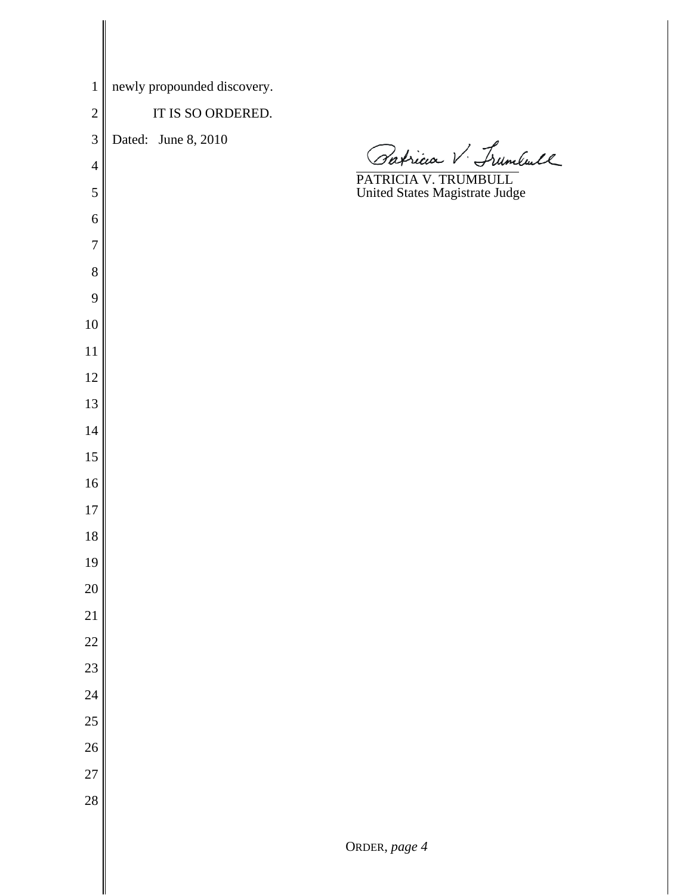newly propounded discovery.

IT IS SO ORDERED.

Dated: June 8, 2010

PATRICIA V. TRUMBULL
United States Magistrate Judge